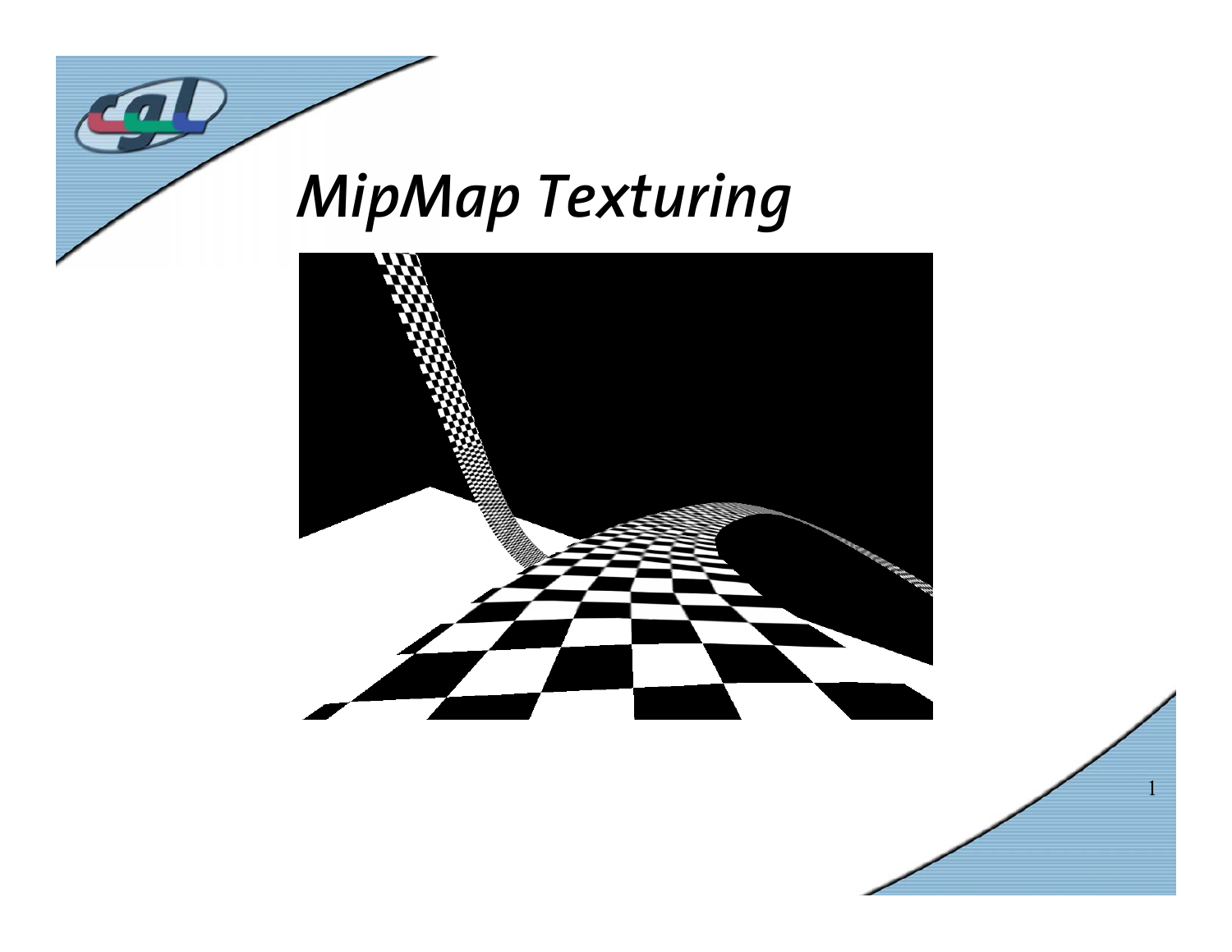# *MipMap Texturing*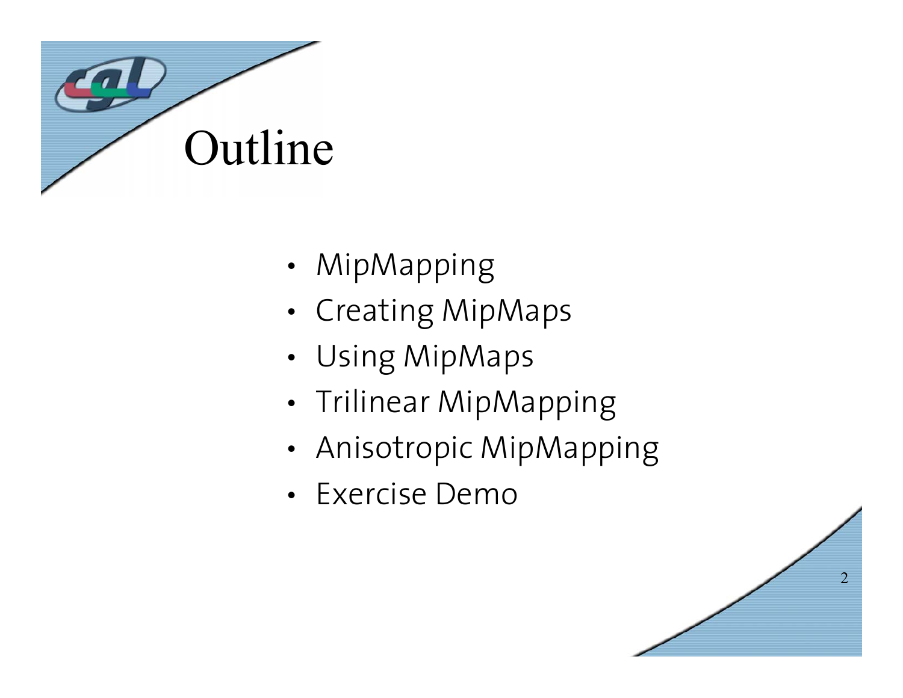# Outline

- MipMapping
- Creating MipMaps
- Using MipMaps
- Trilinear MipMapping
- Anisotropic MipMapping
- Exercise Demo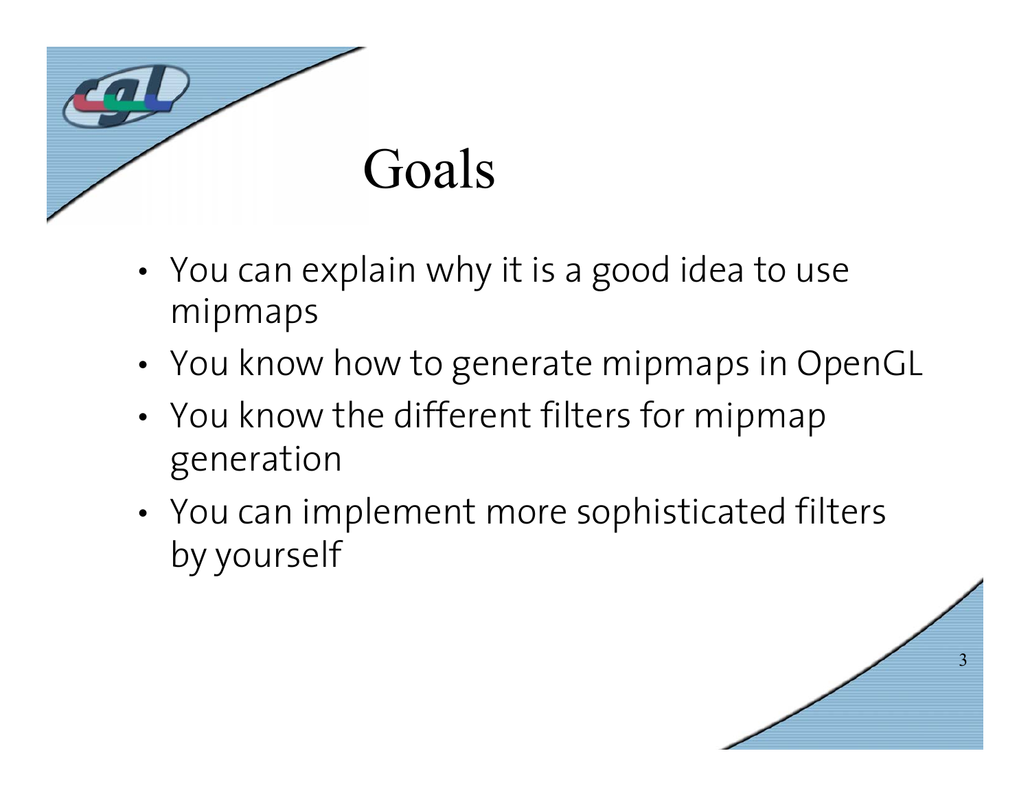# Goals

- You can explain why it is a good idea to use mipmaps
- You know how to generate mipmaps in OpenGL
- You know the different filters for mipmap generation
- You can implement more sophisticated filters by yourself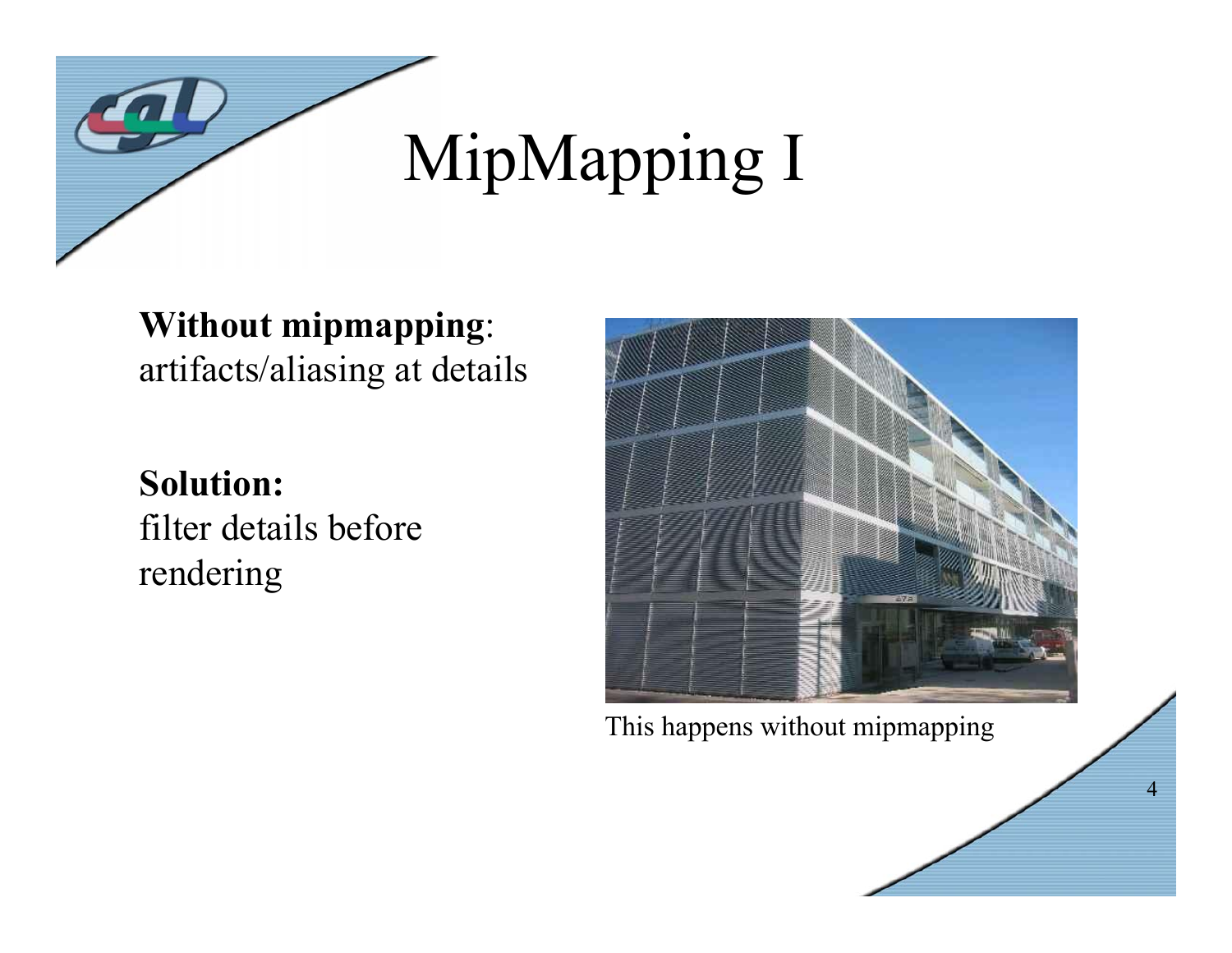# MipMapping I

**Without mipmapping**:
artifacts/aliasing at details

**Solution:**
filter details before rendering

This happens without mipmapping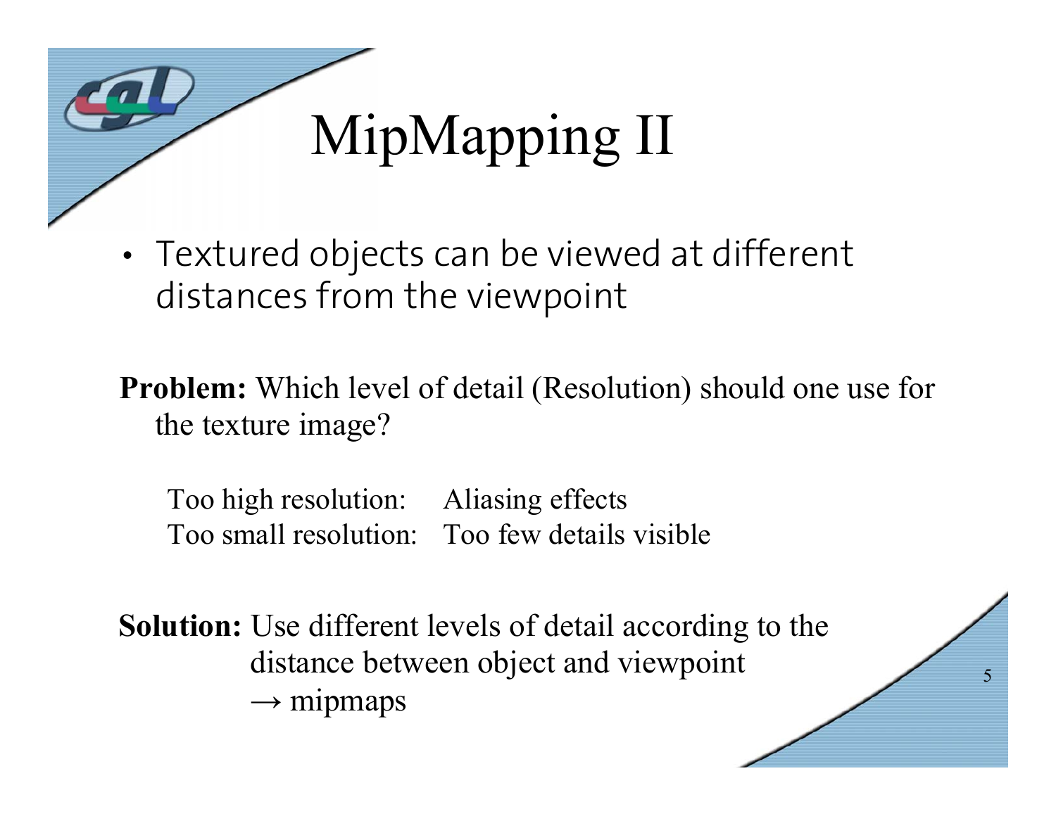# MipMapping II

- Textured objects can be viewed at different distances from the viewpoint

**Problem:** Which level of detail (Resolution) should one use for the texture image?

| | |
|---|---|
| Too high resolution: | Aliasing effects |
| Too small resolution: | Too few details visible |

**Solution:** Use different levels of detail according to the distance between object and viewpoint
→ mipmaps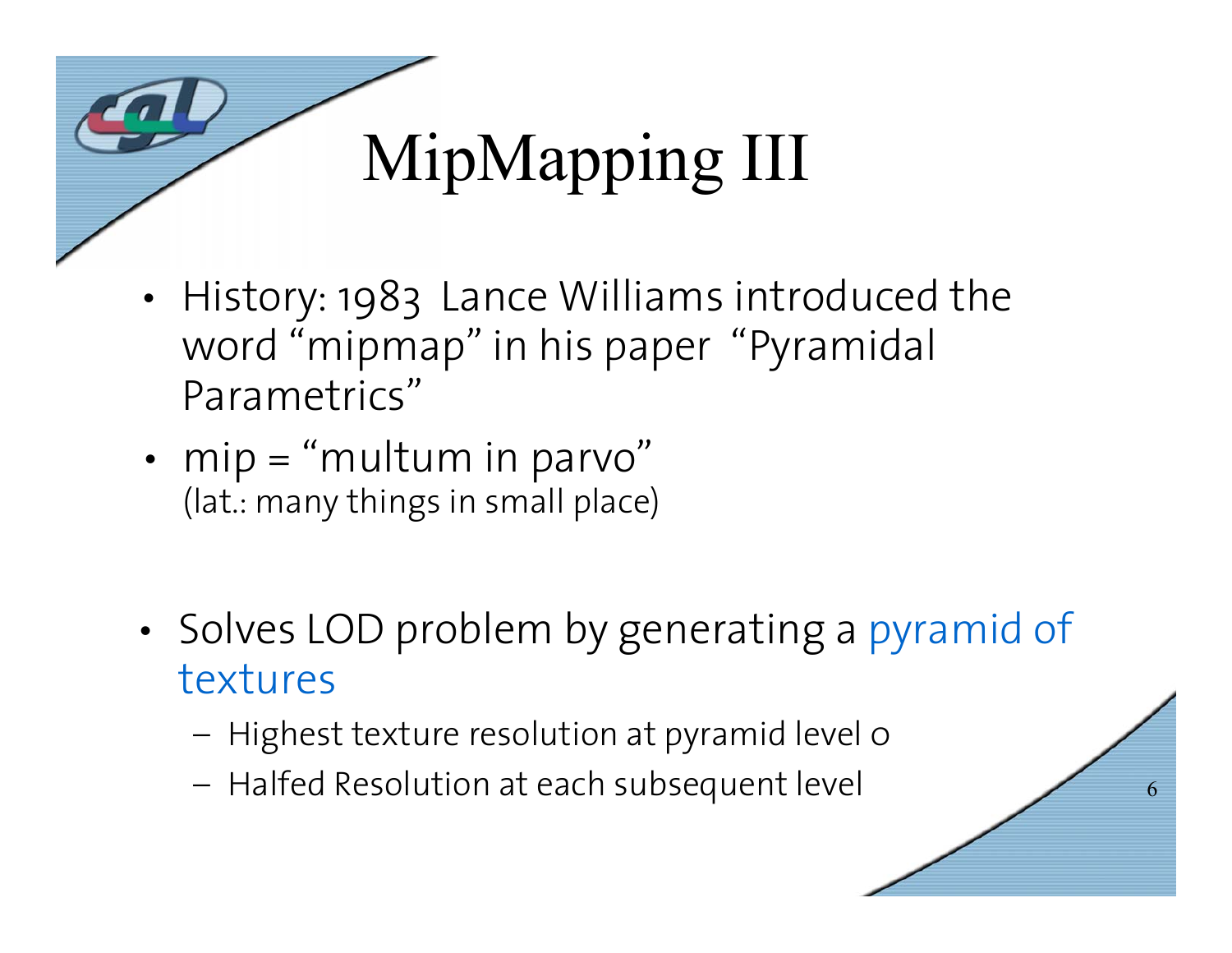# MipMapping III

- History: 1983 Lance Williams introduced the word “mipmap” in his paper “Pyramidal Parametrics”
- mip = “multum in parvo”
  (lat.: many things in small place)
- Solves LOD problem by generating a pyramid of textures
  - Highest texture resolution at pyramid level 0
  - Halfed Resolution at each subsequent level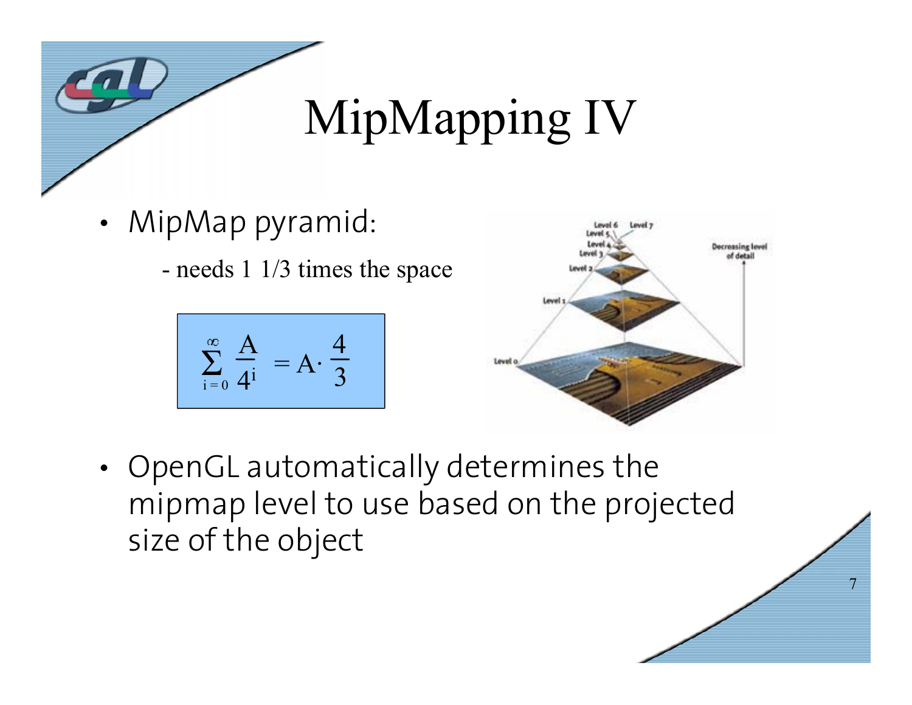# MipMapping IV

- MipMap pyramid:
  - needs 1 1/3 times the space

$$\sum_{i=0}^{\infty} \frac{A}{4^i} = A \cdot \frac{4}{3}$$

- OpenGL automatically determines the mipmap level to use based on the projected size of the object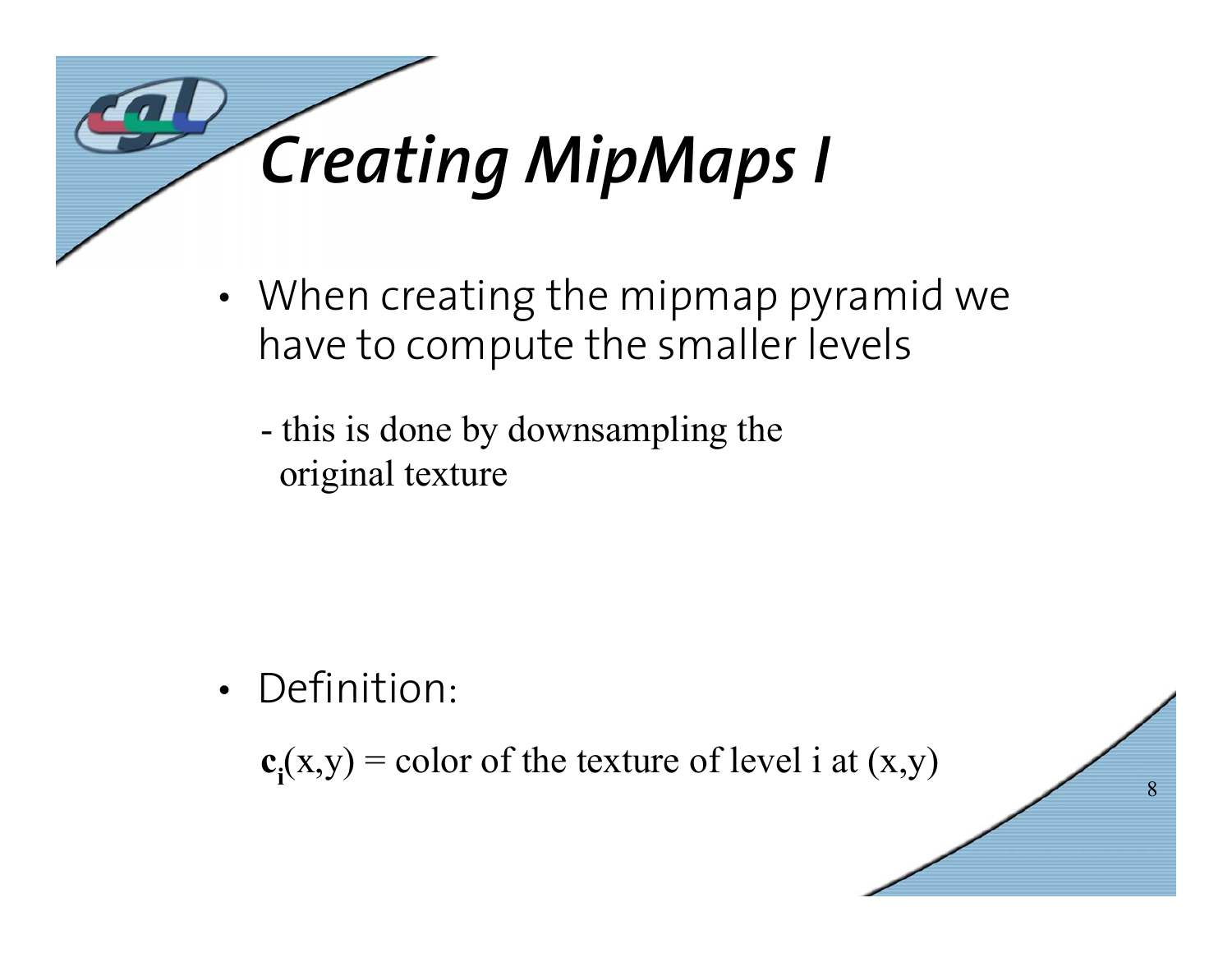# Creating MipMaps I

- When creating the mipmap pyramid we have to compute the smaller levels

  - this is done by downsampling the original texture

- Definition:

  $\mathbf{c}_i(x,y)$ = color of the texture of level i at (x,y)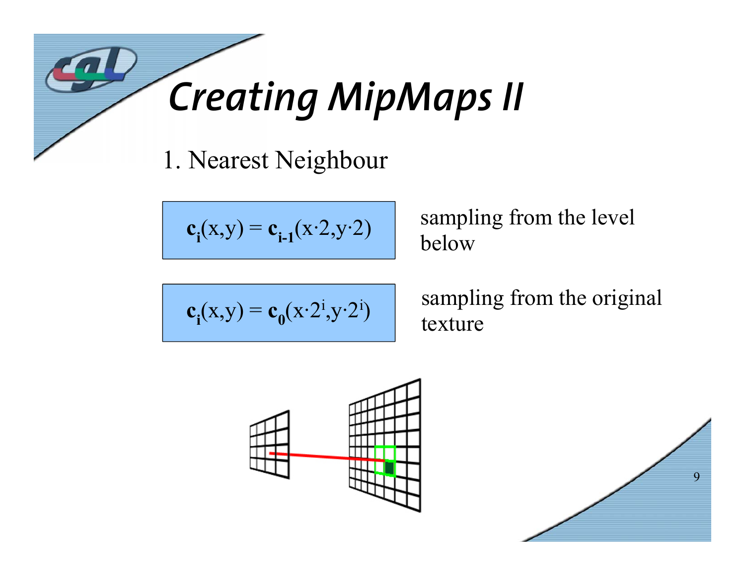# Creating MipMaps II

1. Nearest Neighbour

$$\mathbf{c_i}(x,y) = \mathbf{c_{i-1}}(x \cdot 2, y \cdot 2)$$

sampling from the level below

$$\mathbf{c_i}(x,y) = \mathbf{c_0}(x \cdot 2^i, y \cdot 2^i)$$

sampling from the original texture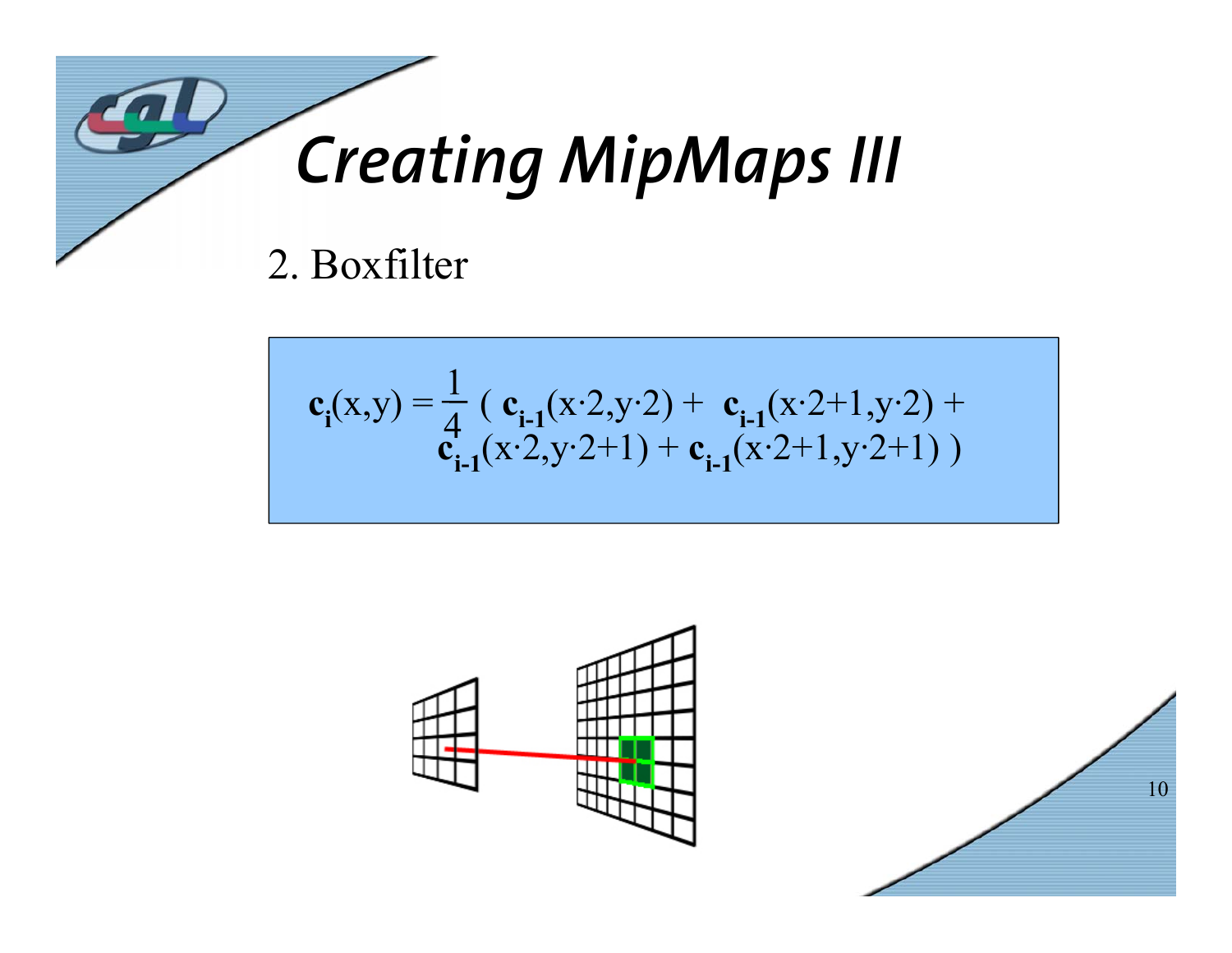# Creating MipMaps III

2. Boxfilter

$$\mathbf{c_i}(x,y) = \frac{1}{4}\left( \mathbf{c_{i-1}}(x\cdot 2, y\cdot 2) + \mathbf{c_{i-1}}(x\cdot 2+1, y\cdot 2) + \mathbf{c_{i-1}}(x\cdot 2, y\cdot 2+1) + \mathbf{c_{i-1}}(x\cdot 2+1, y\cdot 2+1) \right)$$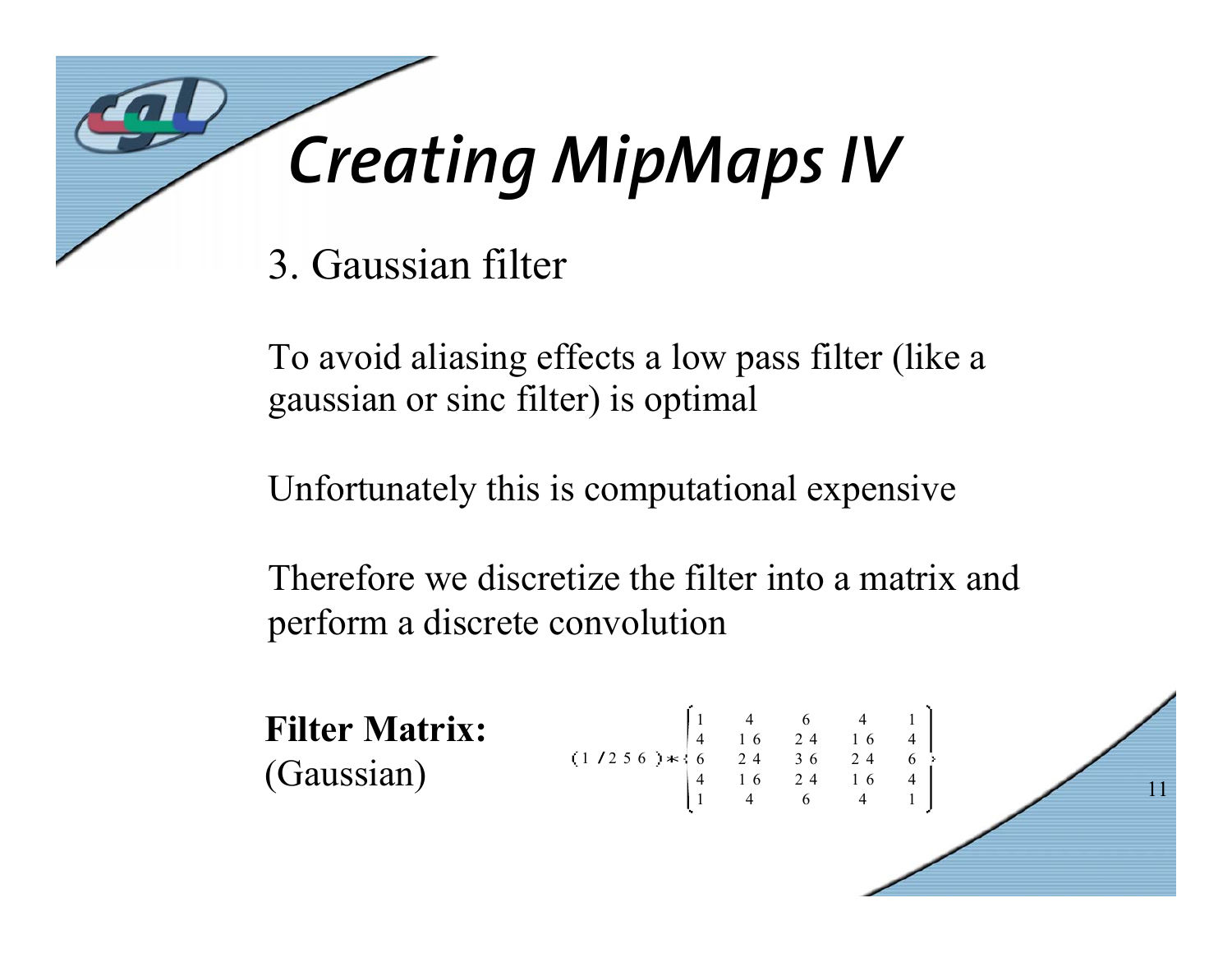# Creating MipMaps IV

3. Gaussian filter

To avoid aliasing effects a low pass filter (like a gaussian or sinc filter) is optimal

Unfortunately this is computational expensive

Therefore we discretize the filter into a matrix and perform a discrete convolution

**Filter Matrix:**
(Gaussian)

$$(1/256) * \begin{bmatrix} 1 & 4 & 6 & 4 & 1 \\ 4 & 16 & 24 & 16 & 4 \\ 6 & 24 & 36 & 24 & 6 \\ 4 & 16 & 24 & 16 & 4 \\ 1 & 4 & 6 & 4 & 1 \end{bmatrix}$$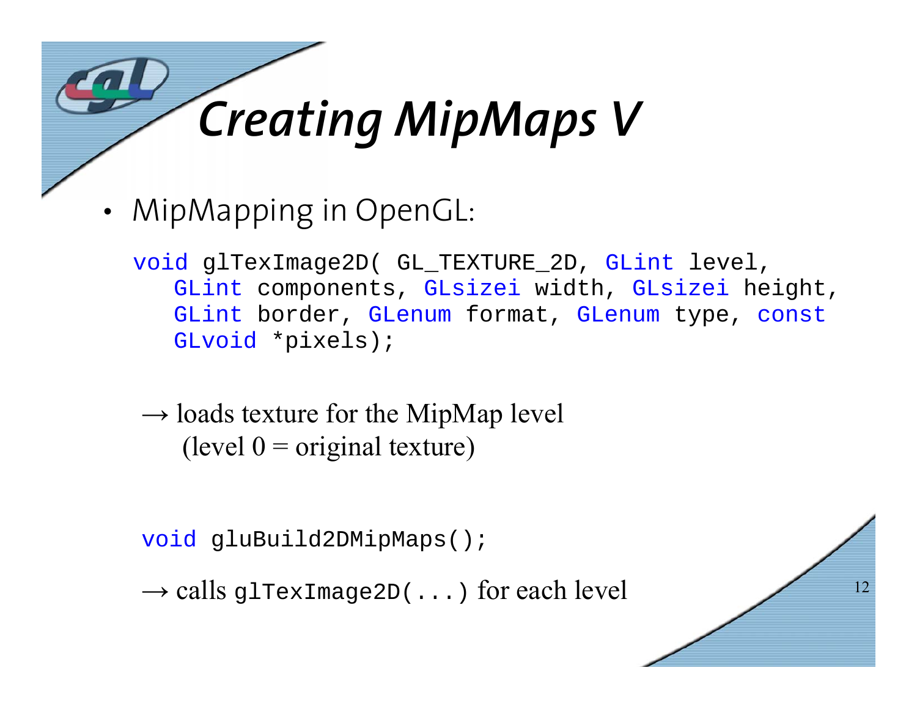# Creating MipMaps V

- MipMapping in OpenGL:

```
void glTexImage2D( GL_TEXTURE_2D, GLint level,
   GLint components, GLsizei width, GLsizei height,
   GLint border, GLenum format, GLenum type, const
   GLvoid *pixels);
```

→ loads texture for the MipMap level
(level 0 = original texture)

```
void gluBuild2DMipMaps();
```

→ calls `glTexImage2D(...)` for each level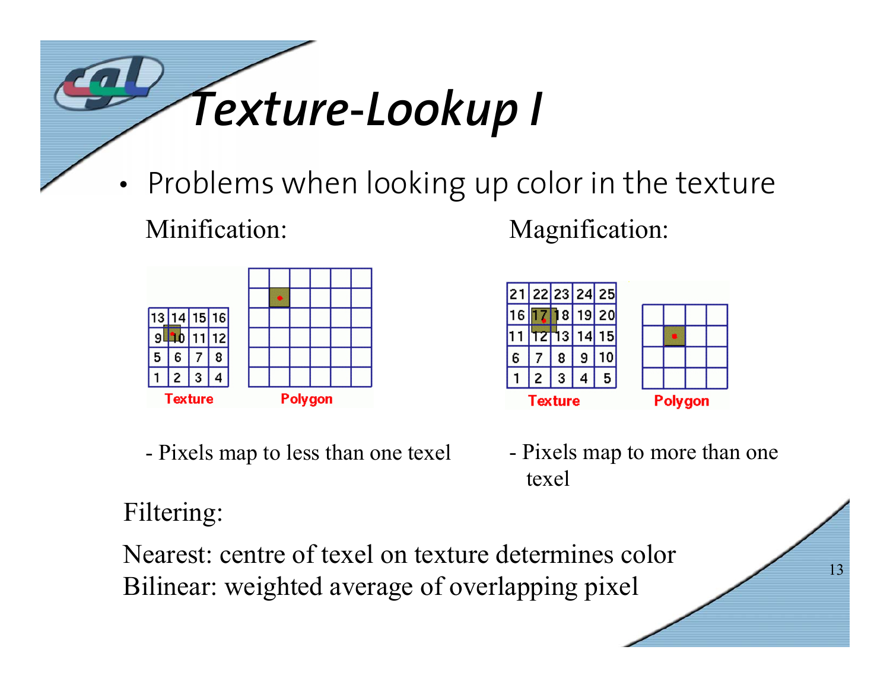# Texture-Lookup I

- Problems when looking up color in the texture

Minification:

- Pixels map to less than one texel

Magnification:

- Pixels map to more than one texel

Filtering:

Nearest: centre of texel on texture determines color
Bilinear: weighted average of overlapping pixel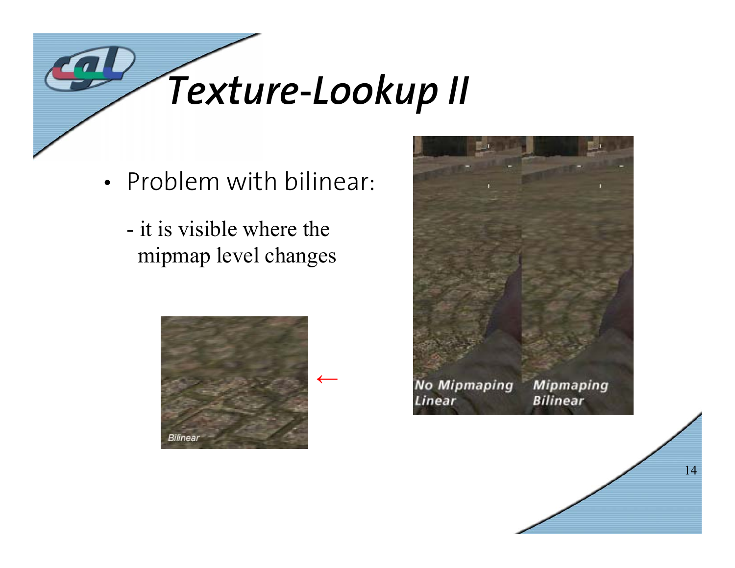# Texture-Lookup II

- Problem with bilinear:

  - it is visible where the mipmap level changes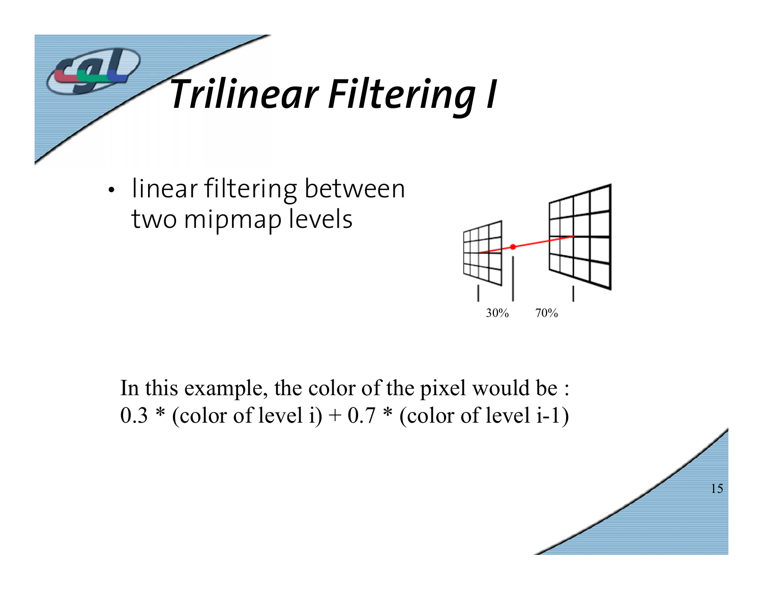# *Trilinear Filtering I*

- linear filtering between two mipmap levels

30% 70%

In this example, the color of the pixel would be :
0.3 * (color of level i) + 0.7 * (color of level i-1)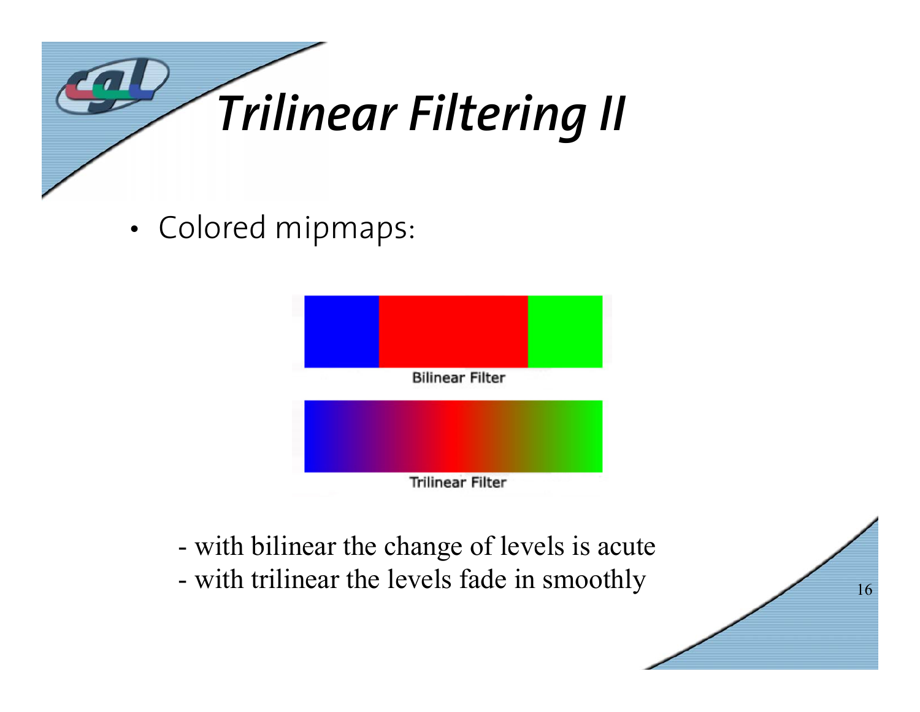# Trilinear Filtering II

- Colored mipmaps:

Bilinear Filter

Trilinear Filter

- with bilinear the change of levels is acute
- with trilinear the levels fade in smoothly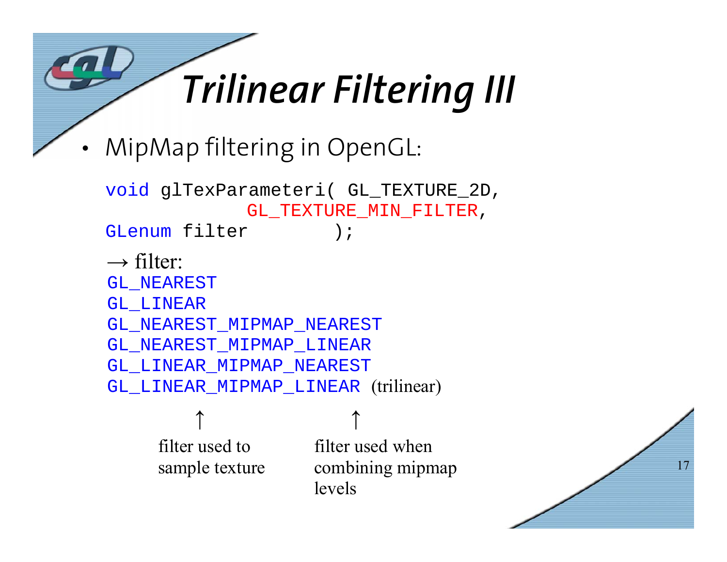# Trilinear Filtering III

- MipMap filtering in OpenGL:

```
void glTexParameteri( GL_TEXTURE_2D,
            GL_TEXTURE_MIN_FILTER,
GLenum filter       );
```

→ filter:

```
GL_NEAREST
GL_LINEAR
GL_NEAREST_MIPMAP_NEAREST
GL_NEAREST_MIPMAP_LINEAR
GL_LINEAR_MIPMAP_NEAREST
GL_LINEAR_MIPMAP_LINEAR (trilinear)
```

↑ filter used to sample texture (first part of the name, e.g. `GL_LINEAR_`)

↑ filter used when combining mipmap levels (part after `MIPMAP_`)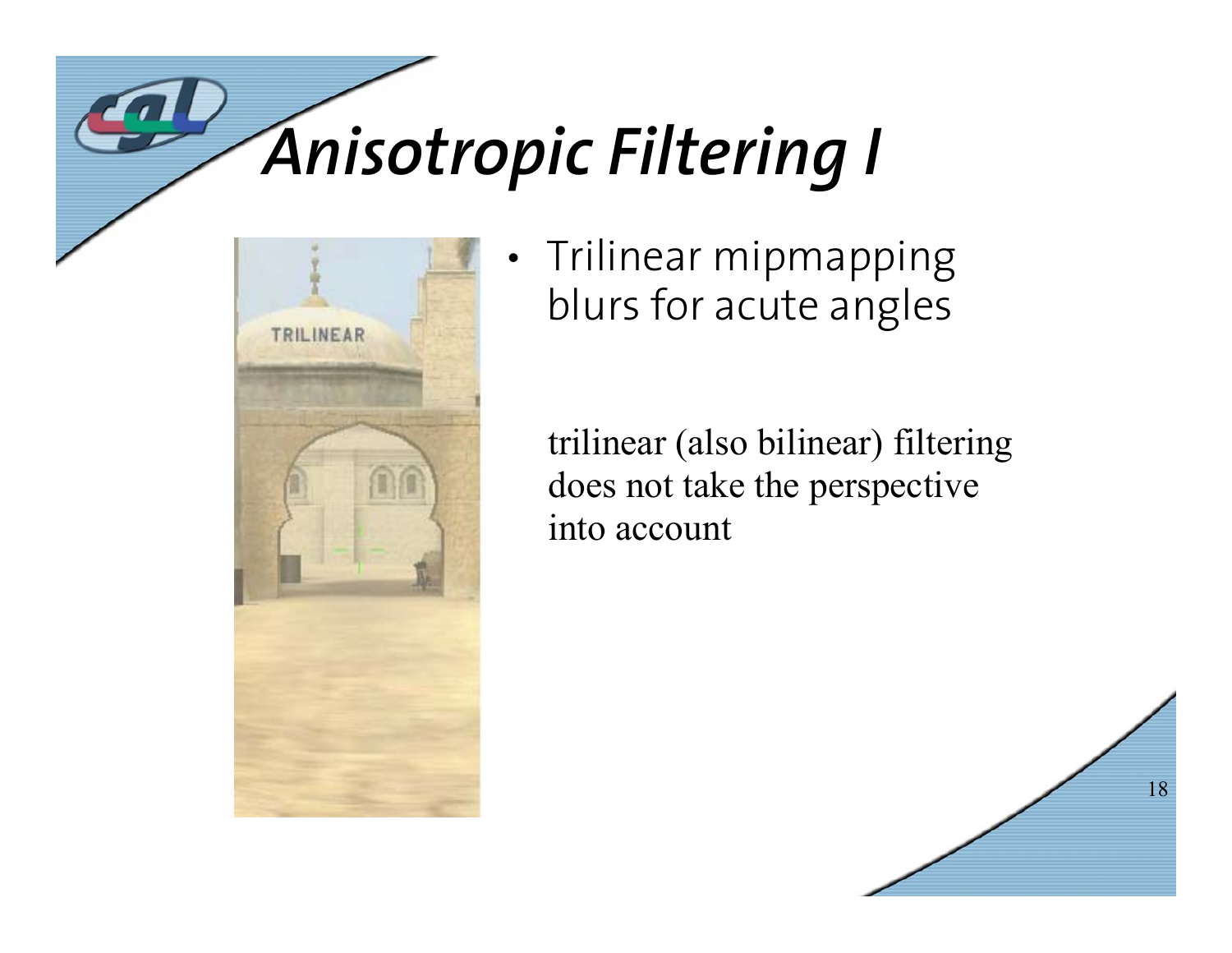# Anisotropic Filtering I

- Trilinear mipmapping blurs for acute angles

trilinear (also bilinear) filtering does not take the perspective into account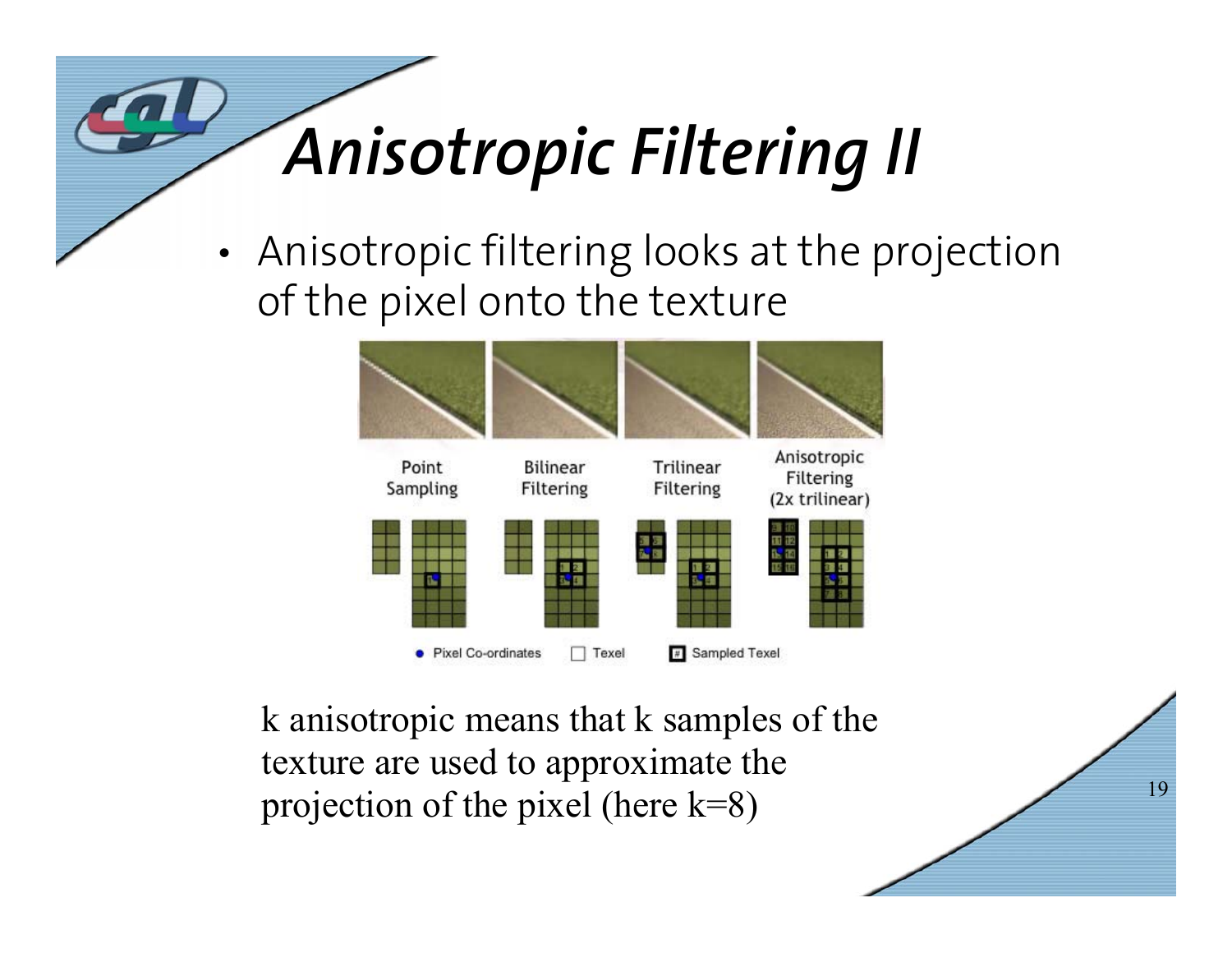# Anisotropic Filtering II

- Anisotropic filtering looks at the projection of the pixel onto the texture

k anisotropic means that k samples of the texture are used to approximate the projection of the pixel (here k=8)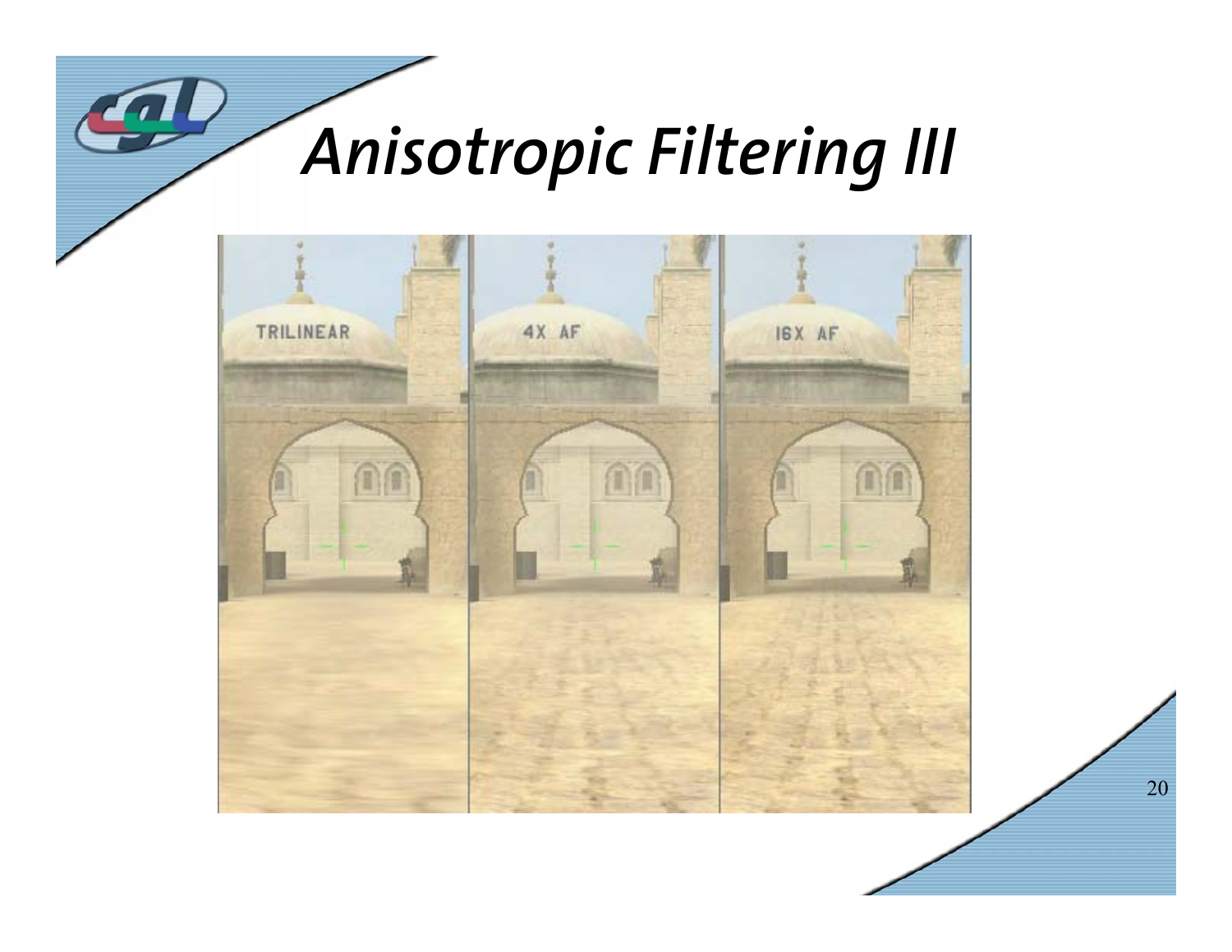# Anisotropic Filtering III